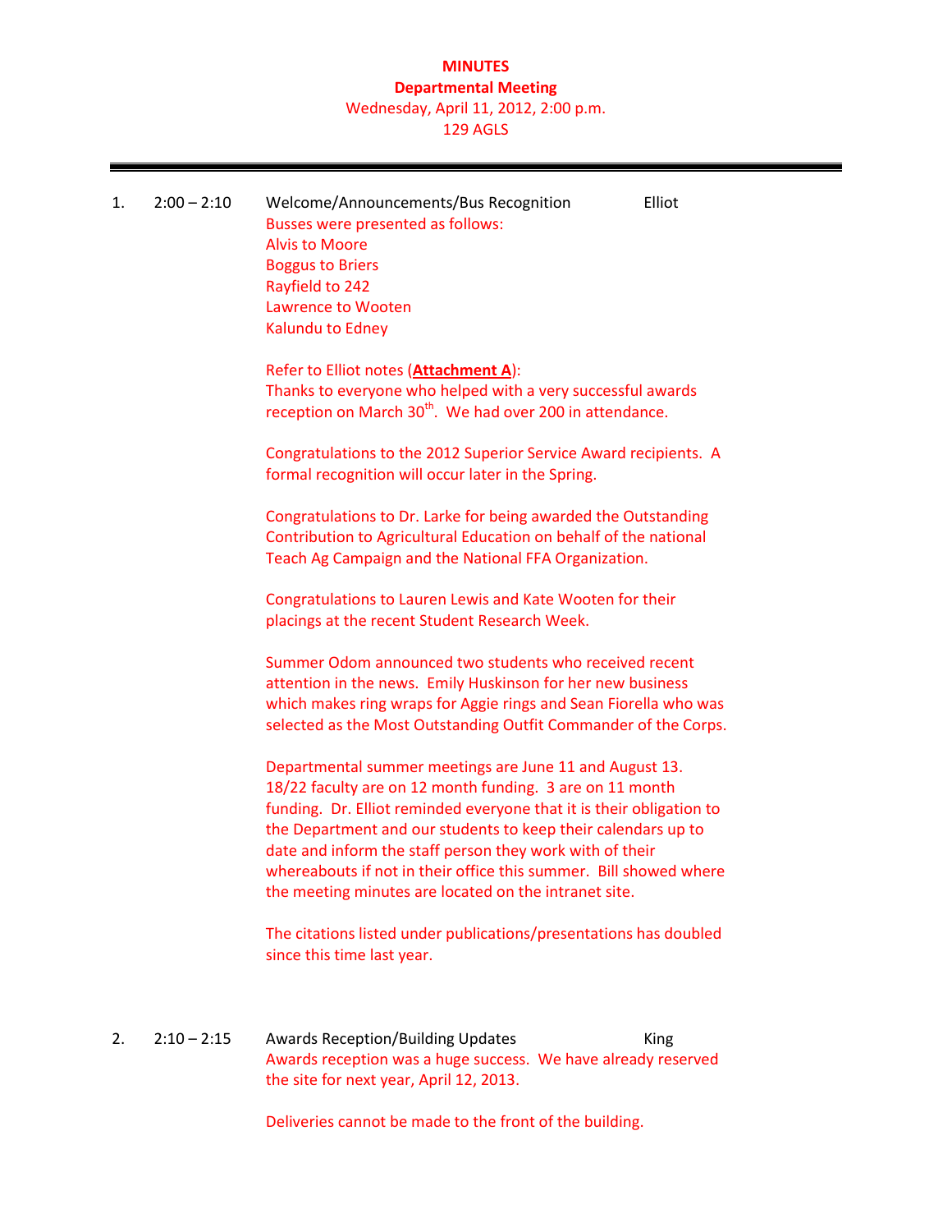# MINUTES

## Departmental Meeting

Wednesday, April 11, 2012, 2:00 p.m.

129 AGLS

---

1. 2:00 – 2:10 Welcome/Announcements/Bus Recognition — Elliot

Busses were presented as follows:
Alvis to Moore
Boggus to Briers
Rayfield to 242
Lawrence to Wooten
Kalundu to Edney

Refer to Elliot notes (**Attachment A**):
Thanks to everyone who helped with a very successful awards reception on March 30th. We had over 200 in attendance.

Congratulations to the 2012 Superior Service Award recipients. A formal recognition will occur later in the Spring.

Congratulations to Dr. Larke for being awarded the Outstanding Contribution to Agricultural Education on behalf of the national Teach Ag Campaign and the National FFA Organization.

Congratulations to Lauren Lewis and Kate Wooten for their placings at the recent Student Research Week.

Summer Odom announced two students who received recent attention in the news. Emily Huskinson for her new business which makes ring wraps for Aggie rings and Sean Fiorella who was selected as the Most Outstanding Outfit Commander of the Corps.

Departmental summer meetings are June 11 and August 13. 18/22 faculty are on 12 month funding. 3 are on 11 month funding. Dr. Elliot reminded everyone that it is their obligation to the Department and our students to keep their calendars up to date and inform the staff person they work with of their whereabouts if not in their office this summer. Bill showed where the meeting minutes are located on the intranet site.

The citations listed under publications/presentations has doubled since this time last year.

2. 2:10 – 2:15 Awards Reception/Building Updates — King

Awards reception was a huge success. We have already reserved the site for next year, April 12, 2013.

Deliveries cannot be made to the front of the building.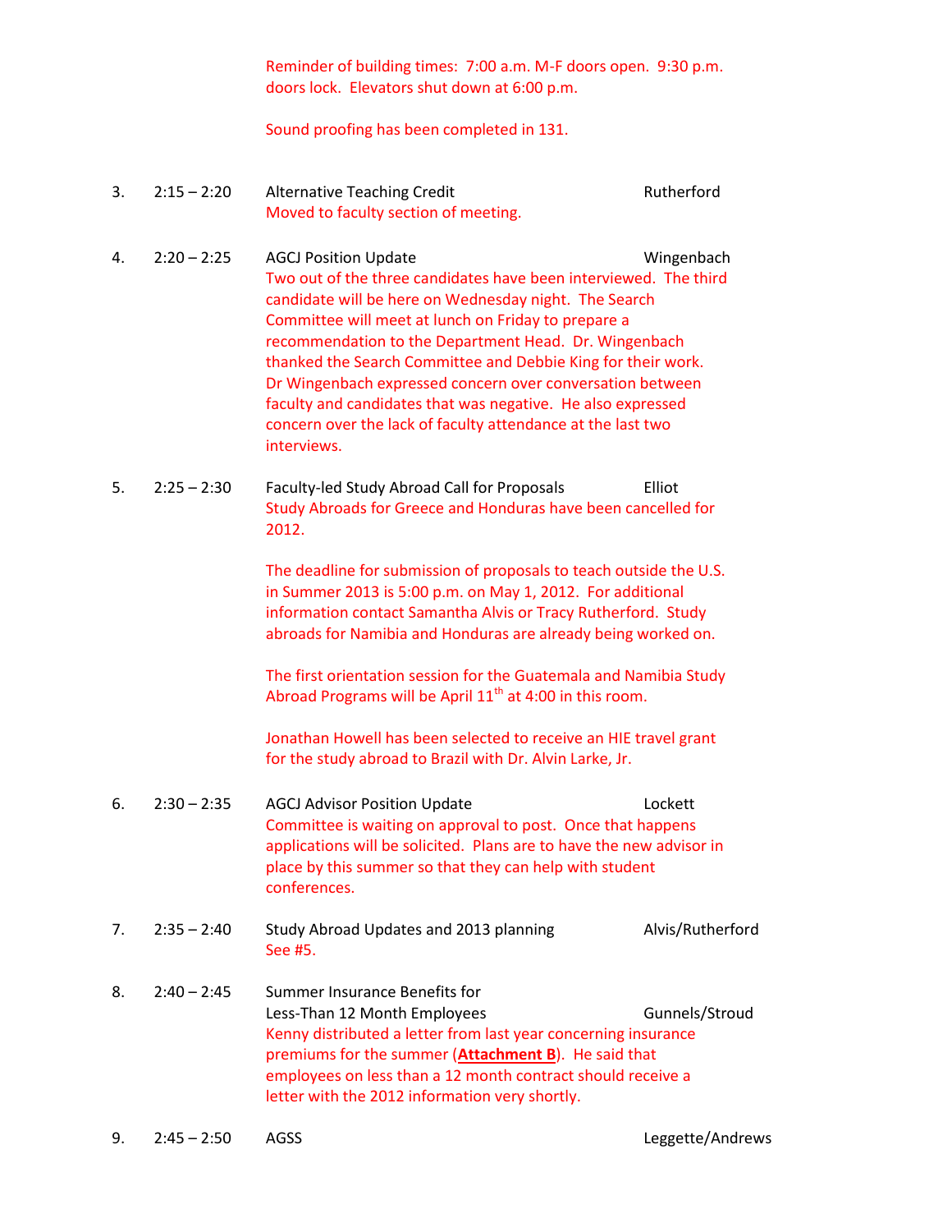Reminder of building times: 7:00 a.m. M-F doors open. 9:30 p.m. doors lock. Elevators shut down at 6:00 p.m.

Sound proofing has been completed in 131.

3. 2:15 – 2:20 **Alternative Teaching Credit** — Rutherford

Moved to faculty section of meeting.

4. 2:20 – 2:25 **AGCJ Position Update** — Wingenbach

Two out of the three candidates have been interviewed. The third candidate will be here on Wednesday night. The Search Committee will meet at lunch on Friday to prepare a recommendation to the Department Head. Dr. Wingenbach thanked the Search Committee and Debbie King for their work. Dr Wingenbach expressed concern over conversation between faculty and candidates that was negative. He also expressed concern over the lack of faculty attendance at the last two interviews.

5. 2:25 – 2:30 **Faculty-led Study Abroad Call for Proposals** — Elliot

Study Abroads for Greece and Honduras have been cancelled for 2012.

The deadline for submission of proposals to teach outside the U.S. in Summer 2013 is 5:00 p.m. on May 1, 2012. For additional information contact Samantha Alvis or Tracy Rutherford. Study abroads for Namibia and Honduras are already being worked on.

The first orientation session for the Guatemala and Namibia Study Abroad Programs will be April 11th at 4:00 in this room.

Jonathan Howell has been selected to receive an HIE travel grant for the study abroad to Brazil with Dr. Alvin Larke, Jr.

6. 2:30 – 2:35 **AGCJ Advisor Position Update** — Lockett

Committee is waiting on approval to post. Once that happens applications will be solicited. Plans are to have the new advisor in place by this summer so that they can help with student conferences.

7. 2:35 – 2:40 **Study Abroad Updates and 2013 planning** — Alvis/Rutherford

See #5.

8. 2:40 – 2:45 **Summer Insurance Benefits for Less-Than 12 Month Employees** — Gunnels/Stroud

Kenny distributed a letter from last year concerning insurance premiums for the summer (**Attachment B**). He said that employees on less than a 12 month contract should receive a letter with the 2012 information very shortly.

9. 2:45 – 2:50 **AGSS** — Leggette/Andrews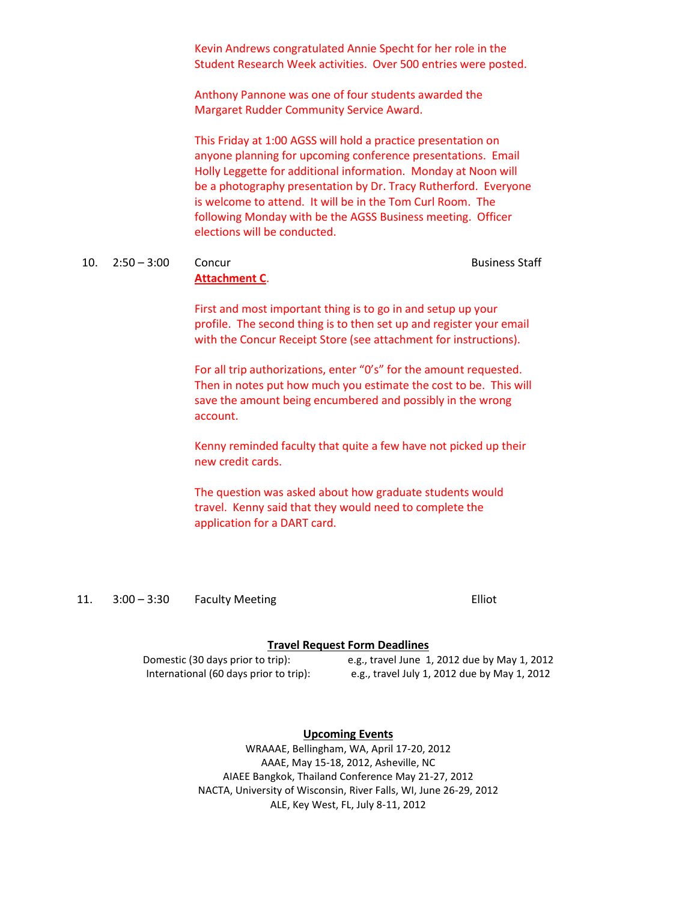Kevin Andrews congratulated Annie Specht for her role in the Student Research Week activities. Over 500 entries were posted.

Anthony Pannone was one of four students awarded the Margaret Rudder Community Service Award.

This Friday at 1:00 AGSS will hold a practice presentation on anyone planning for upcoming conference presentations. Email Holly Leggette for additional information. Monday at Noon will be a photography presentation by Dr. Tracy Rutherford. Everyone is welcome to attend. It will be in the Tom Curl Room. The following Monday with be the AGSS Business meeting. Officer elections will be conducted.

10. 2:50 – 3:00 Concur — Business Staff

**Attachment C**.

First and most important thing is to go in and setup up your profile. The second thing is to then set up and register your email with the Concur Receipt Store (see attachment for instructions).

For all trip authorizations, enter "0's" for the amount requested. Then in notes put how much you estimate the cost to be. This will save the amount being encumbered and possibly in the wrong account.

Kenny reminded faculty that quite a few have not picked up their new credit cards.

The question was asked about how graduate students would travel. Kenny said that they would need to complete the application for a DART card.

11. 3:00 – 3:30 Faculty Meeting — Elliot

**Travel Request Form Deadlines**

| | |
|---|---|
| Domestic (30 days prior to trip): | e.g., travel June 1, 2012 due by May 1, 2012 |
| International (60 days prior to trip): | e.g., travel July 1, 2012 due by May 1, 2012 |

**Upcoming Events**

WRAAAE, Bellingham, WA, April 17-20, 2012
AAAE, May 15-18, 2012, Asheville, NC
AIAEE Bangkok, Thailand Conference May 21-27, 2012
NACTA, University of Wisconsin, River Falls, WI, June 26-29, 2012
ALE, Key West, FL, July 8-11, 2012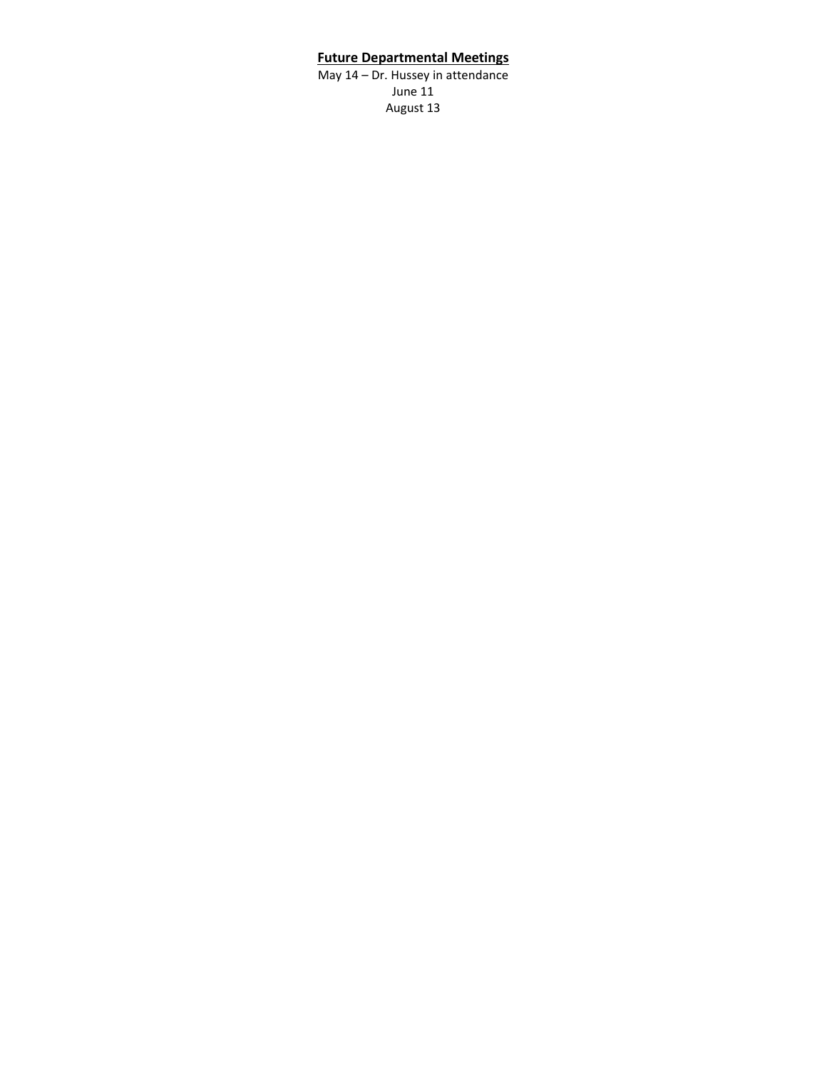**Future Departmental Meetings**

May 14 – Dr. Hussey in attendance
June 11
August 13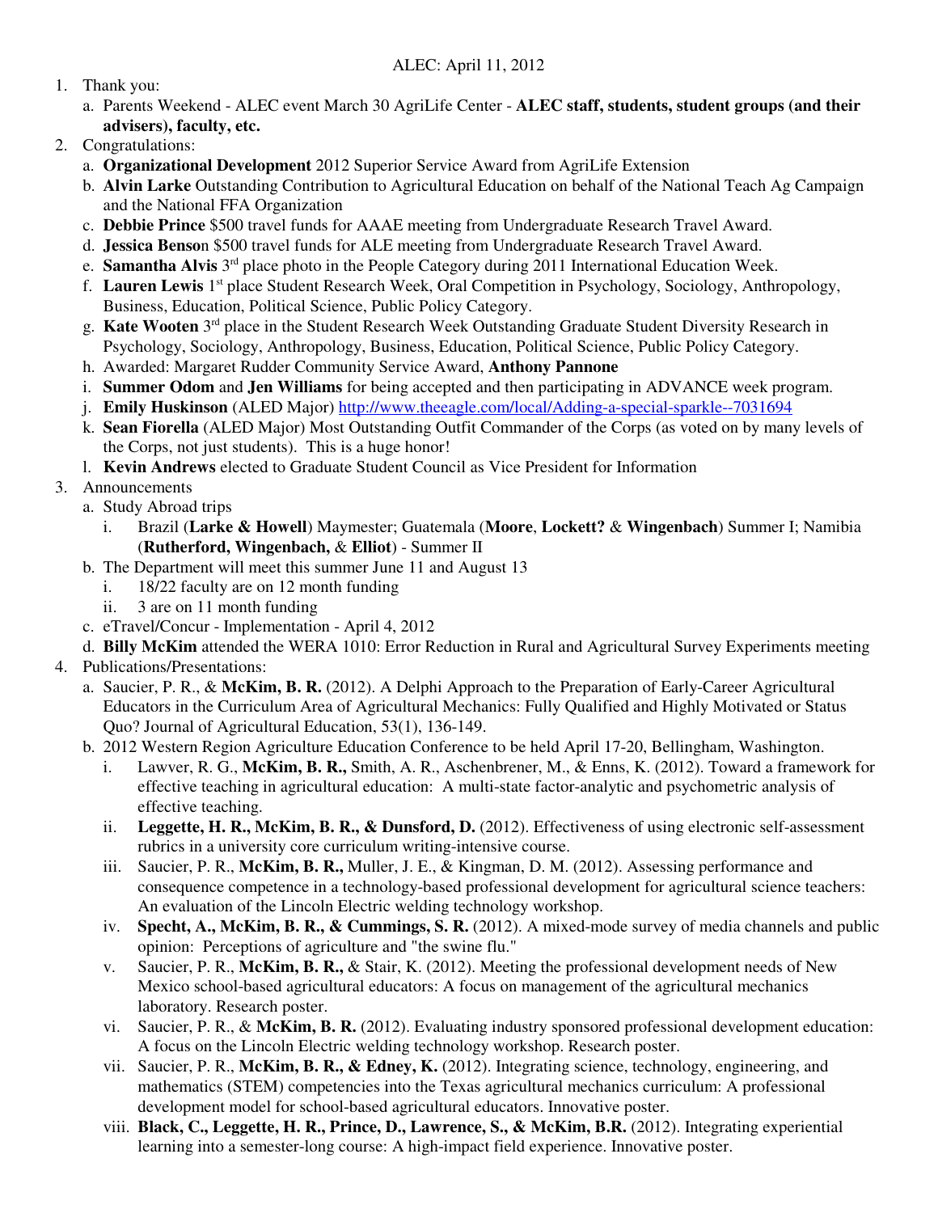ALEC: April 11, 2012

1. Thank you:
   a. Parents Weekend - ALEC event March 30 AgriLife Center - **ALEC staff, students, student groups (and their advisers), faculty, etc.**
2. Congratulations:
   a. **Organizational Development** 2012 Superior Service Award from AgriLife Extension
   b. **Alvin Larke** Outstanding Contribution to Agricultural Education on behalf of the National Teach Ag Campaign and the National FFA Organization
   c. **Debbie Prince** $500 travel funds for AAAE meeting from Undergraduate Research Travel Award.
   d. **Jessica Benso**n $500 travel funds for ALE meeting from Undergraduate Research Travel Award.
   e. **Samantha Alvis** 3rd place photo in the People Category during 2011 International Education Week.
   f. **Lauren Lewis** 1st place Student Research Week, Oral Competition in Psychology, Sociology, Anthropology, Business, Education, Political Science, Public Policy Category.
   g. **Kate Wooten** 3rd place in the Student Research Week Outstanding Graduate Student Diversity Research in Psychology, Sociology, Anthropology, Business, Education, Political Science, Public Policy Category.
   h. Awarded: Margaret Rudder Community Service Award, **Anthony Pannone**
   i. **Summer Odom** and **Jen Williams** for being accepted and then participating in ADVANCE week program.
   j. **Emily Huskinson** (ALED Major) http://www.theeagle.com/local/Adding-a-special-sparkle--7031694
   k. **Sean Fiorella** (ALED Major) Most Outstanding Outfit Commander of the Corps (as voted on by many levels of the Corps, not just students). This is a huge honor!
   l. **Kevin Andrews** elected to Graduate Student Council as Vice President for Information
3. Announcements
   a. Study Abroad trips
      i. Brazil (**Larke & Howell**) Maymester; Guatemala (**Moore**, **Lockett?** & **Wingenbach**) Summer I; Namibia (**Rutherford, Wingenbach,** & **Elliot**) - Summer II
   b. The Department will meet this summer June 11 and August 13
      i. 18/22 faculty are on 12 month funding
      ii. 3 are on 11 month funding
   c. eTravel/Concur - Implementation - April 4, 2012
   d. **Billy McKim** attended the WERA 1010: Error Reduction in Rural and Agricultural Survey Experiments meeting
4. Publications/Presentations:
   a. Saucier, P. R., & **McKim, B. R.** (2012). A Delphi Approach to the Preparation of Early-Career Agricultural Educators in the Curriculum Area of Agricultural Mechanics: Fully Qualified and Highly Motivated or Status Quo? Journal of Agricultural Education, 53(1), 136-149.
   b. 2012 Western Region Agriculture Education Conference to be held April 17-20, Bellingham, Washington.
      i. Lawver, R. G., **McKim, B. R.,** Smith, A. R., Aschenbrener, M., & Enns, K. (2012). Toward a framework for effective teaching in agricultural education: A multi-state factor-analytic and psychometric analysis of effective teaching.
      ii. **Leggette, H. R., McKim, B. R., & Dunsford, D.** (2012). Effectiveness of using electronic self-assessment rubrics in a university core curriculum writing-intensive course.
      iii. Saucier, P. R., **McKim, B. R.,** Muller, J. E., & Kingman, D. M. (2012). Assessing performance and consequence competence in a technology-based professional development for agricultural science teachers: An evaluation of the Lincoln Electric welding technology workshop.
      iv. **Specht, A., McKim, B. R., & Cummings, S. R.** (2012). A mixed-mode survey of media channels and public opinion: Perceptions of agriculture and "the swine flu."
      v. Saucier, P. R., **McKim, B. R.,** & Stair, K. (2012). Meeting the professional development needs of New Mexico school-based agricultural educators: A focus on management of the agricultural mechanics laboratory. Research poster.
      vi. Saucier, P. R., & **McKim, B. R.** (2012). Evaluating industry sponsored professional development education: A focus on the Lincoln Electric welding technology workshop. Research poster.
      vii. Saucier, P. R., **McKim, B. R., & Edney, K.** (2012). Integrating science, technology, engineering, and mathematics (STEM) competencies into the Texas agricultural mechanics curriculum: A professional development model for school-based agricultural educators. Innovative poster.
      viii. **Black, C., Leggette, H. R., Prince, D., Lawrence, S., & McKim, B.R.** (2012). Integrating experiential learning into a semester-long course: A high-impact field experience. Innovative poster.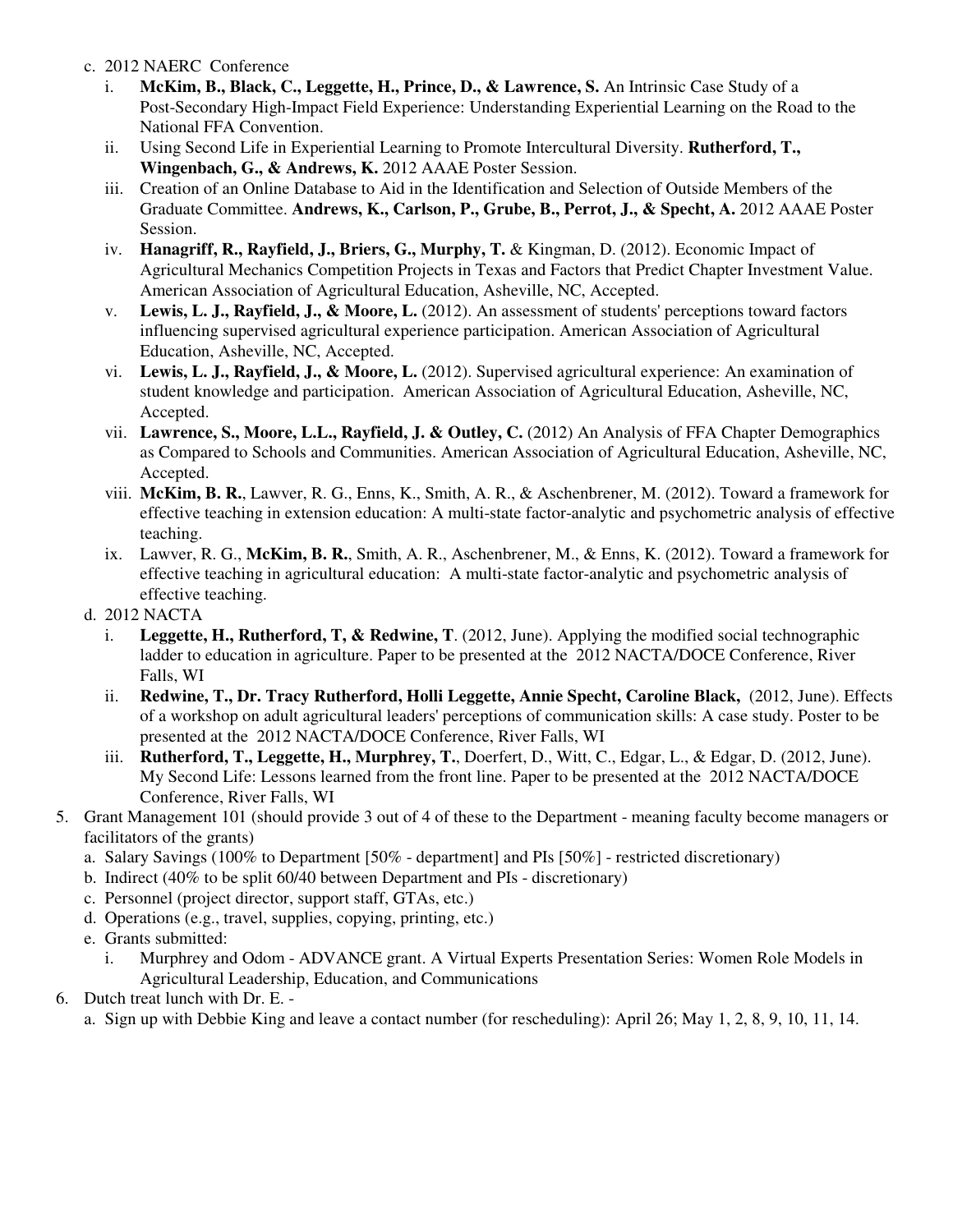c. 2012 NAERC Conference
   i. **McKim, B., Black, C., Leggette, H., Prince, D., & Lawrence, S.** An Intrinsic Case Study of a Post-Secondary High-Impact Field Experience: Understanding Experiential Learning on the Road to the National FFA Convention.
   ii. Using Second Life in Experiential Learning to Promote Intercultural Diversity. **Rutherford, T., Wingenbach, G., & Andrews, K.** 2012 AAAE Poster Session.
   iii. Creation of an Online Database to Aid in the Identification and Selection of Outside Members of the Graduate Committee. **Andrews, K., Carlson, P., Grube, B., Perrot, J., & Specht, A.** 2012 AAAE Poster Session.
   iv. **Hanagriff, R., Rayfield, J., Briers, G., Murphy, T.** & Kingman, D. (2012). Economic Impact of Agricultural Mechanics Competition Projects in Texas and Factors that Predict Chapter Investment Value. American Association of Agricultural Education, Asheville, NC, Accepted.
   v. **Lewis, L. J., Rayfield, J., & Moore, L.** (2012). An assessment of students' perceptions toward factors influencing supervised agricultural experience participation. American Association of Agricultural Education, Asheville, NC, Accepted.
   vi. **Lewis, L. J., Rayfield, J., & Moore, L.** (2012). Supervised agricultural experience: An examination of student knowledge and participation. American Association of Agricultural Education, Asheville, NC, Accepted.
   vii. **Lawrence, S., Moore, L.L., Rayfield, J. & Outley, C.** (2012) An Analysis of FFA Chapter Demographics as Compared to Schools and Communities. American Association of Agricultural Education, Asheville, NC, Accepted.
   viii. **McKim, B. R.**, Lawver, R. G., Enns, K., Smith, A. R., & Aschenbrener, M. (2012). Toward a framework for effective teaching in extension education: A multi-state factor-analytic and psychometric analysis of effective teaching.
   ix. Lawver, R. G., **McKim, B. R.**, Smith, A. R., Aschenbrener, M., & Enns, K. (2012). Toward a framework for effective teaching in agricultural education: A multi-state factor-analytic and psychometric analysis of effective teaching.

d. 2012 NACTA
   i. **Leggette, H., Rutherford, T, & Redwine, T**. (2012, June). Applying the modified social technographic ladder to education in agriculture. Paper to be presented at the 2012 NACTA/DOCE Conference, River Falls, WI
   ii. **Redwine, T., Dr. Tracy Rutherford, Holli Leggette, Annie Specht, Caroline Black,** (2012, June). Effects of a workshop on adult agricultural leaders' perceptions of communication skills: A case study. Poster to be presented at the 2012 NACTA/DOCE Conference, River Falls, WI
   iii. **Rutherford, T., Leggette, H., Murphrey, T.**, Doerfert, D., Witt, C., Edgar, L., & Edgar, D. (2012, June). My Second Life: Lessons learned from the front line. Paper to be presented at the 2012 NACTA/DOCE Conference, River Falls, WI

5. Grant Management 101 (should provide 3 out of 4 of these to the Department - meaning faculty become managers or facilitators of the grants)
   a. Salary Savings (100% to Department [50% - department] and PIs [50%] - restricted discretionary)
   b. Indirect (40% to be split 60/40 between Department and PIs - discretionary)
   c. Personnel (project director, support staff, GTAs, etc.)
   d. Operations (e.g., travel, supplies, copying, printing, etc.)
   e. Grants submitted:
      i. Murphrey and Odom - ADVANCE grant. A Virtual Experts Presentation Series: Women Role Models in Agricultural Leadership, Education, and Communications

6. Dutch treat lunch with Dr. E. -
   a. Sign up with Debbie King and leave a contact number (for rescheduling): April 26; May 1, 2, 8, 9, 10, 11, 14.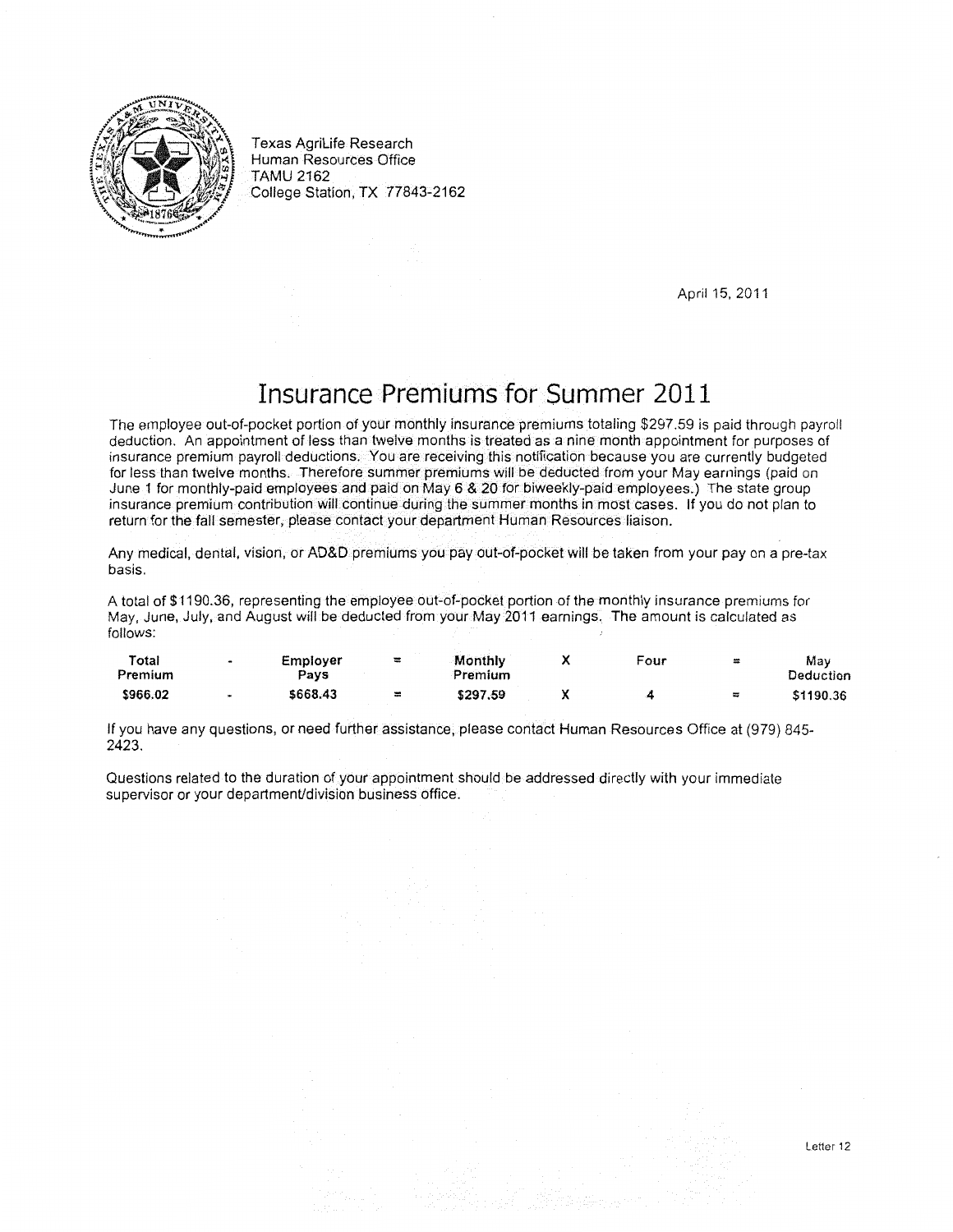Texas AgriLife Research
Human Resources Office
TAMU 2162
College Station, TX 77843-2162

April 15, 2011

# Insurance Premiums for Summer 2011

The employee out-of-pocket portion of your monthly insurance premiums totaling $297.59 is paid through payroll deduction. An appointment of less than twelve months is treated as a nine month appointment for purposes of insurance premium payroll deductions. You are receiving this notification because you are currently budgeted for less than twelve months. Therefore summer premiums will be deducted from your May earnings (paid on June 1 for monthly-paid employees and paid on May 6 & 20 for biweekly-paid employees.) The state group insurance premium contribution will continue during the summer months in most cases. If you do not plan to return for the fall semester, please contact your department Human Resources liaison.

Any medical, dental, vision, or AD&D premiums you pay out-of-pocket will be taken from your pay on a pre-tax basis.

A total of $1190.36, representing the employee out-of-pocket portion of the monthly insurance premiums for May, June, July, and August will be deducted from your May 2011 earnings. The amount is calculated as follows:

| Total Premium | - | Employer Pays | = | Monthly Premium | X | Four | = | May Deduction |
|---|---|---|---|---|---|---|---|---|
| **$966.02** | - | **$668.43** | = | **$297.59** | **X** | **4** | = | **$1190.36** |

If you have any questions, or need further assistance, please contact Human Resources Office at (979) 845-2423.

Questions related to the duration of your appointment should be addressed directly with your immediate supervisor or your department/division business office.

Letter 12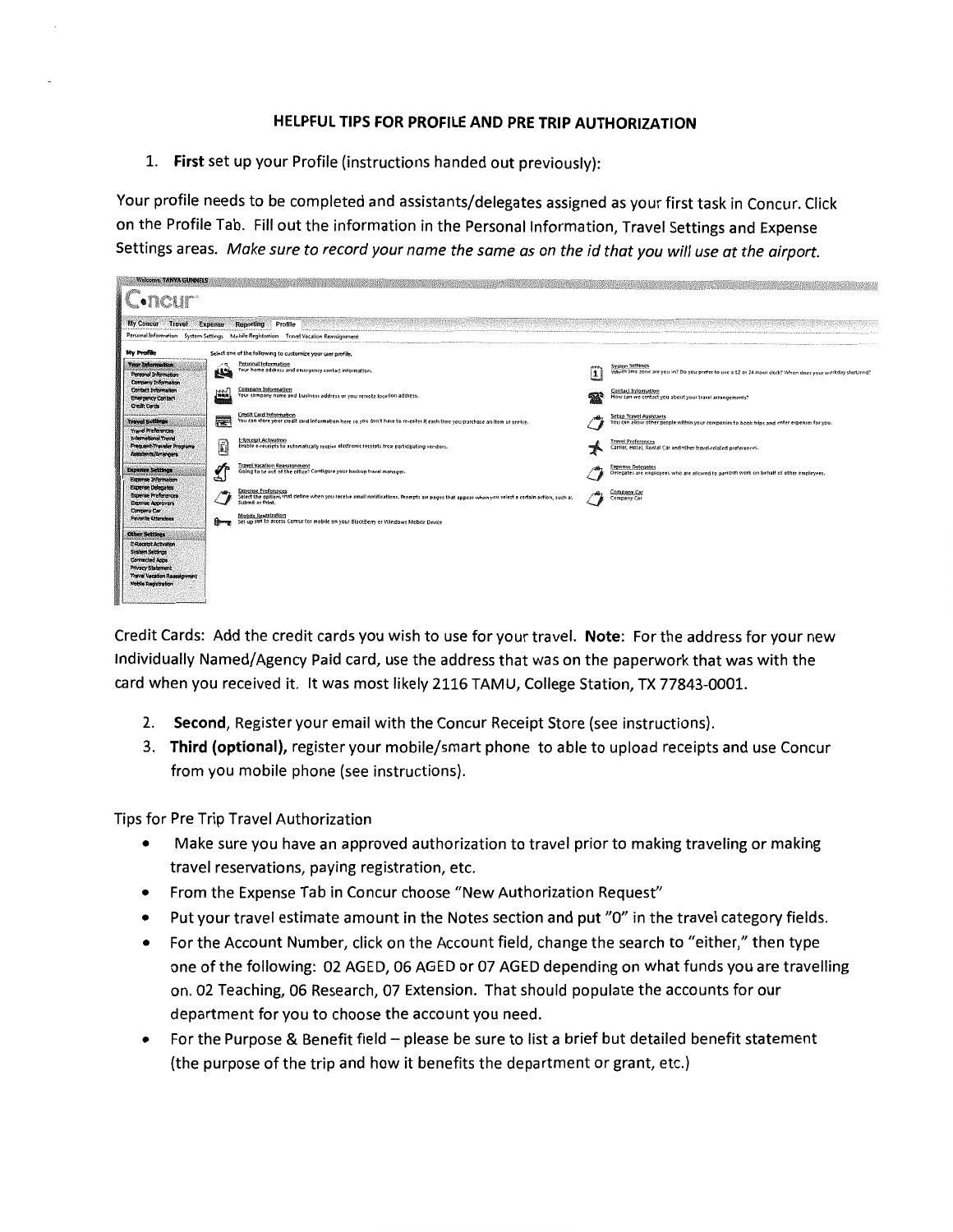## HELPFUL TIPS FOR PROFILE AND PRE TRIP AUTHORIZATION

1. **First** set up your Profile (instructions handed out previously):

Your profile needs to be completed and assistants/delegates assigned as your first task in Concur. Click on the Profile Tab. Fill out the information in the Personal Information, Travel Settings and Expense Settings areas. *Make sure to record your name the same as on the id that you will use at the airport.*

Credit Cards: Add the credit cards you wish to use for your travel. **Note**: For the address for your new Individually Named/Agency Paid card, use the address that was on the paperwork that was with the card when you received it. It was most likely 2116 TAMU, College Station, TX 77843-0001.

2. **Second**, Register your email with the Concur Receipt Store (see instructions).
3. **Third (optional),** register your mobile/smart phone to able to upload receipts and use Concur from you mobile phone (see instructions).

Tips for Pre Trip Travel Authorization

- Make sure you have an approved authorization to travel prior to making traveling or making travel reservations, paying registration, etc.
- From the Expense Tab in Concur choose "New Authorization Request"
- Put your travel estimate amount in the Notes section and put "0" in the travel category fields.
- For the Account Number, click on the Account field, change the search to "either," then type one of the following: 02 AGED, 06 AGED or 07 AGED depending on what funds you are travelling on. 02 Teaching, 06 Research, 07 Extension. That should populate the accounts for our department for you to choose the account you need.
- For the Purpose & Benefit field – please be sure to list a brief but detailed benefit statement (the purpose of the trip and how it benefits the department or grant, etc.)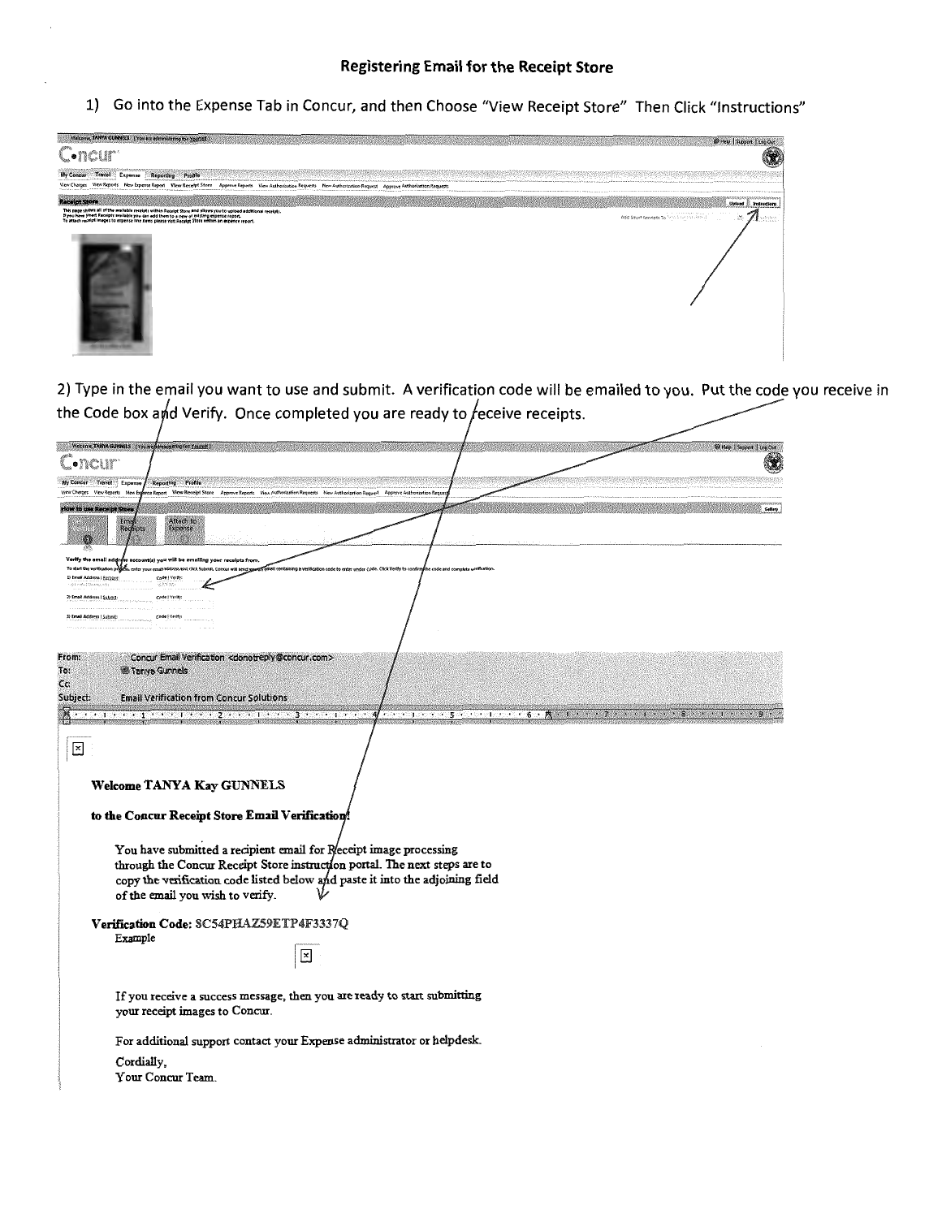## Registering Email for the Receipt Store

1) Go into the Expense Tab in Concur, and then Choose "View Receipt Store" Then Click "Instructions"

2) Type in the email you want to use and submit. A verification code will be emailed to you. Put the code you receive in the Code box and Verify. Once completed you are ready to receive receipts.

From: Concur Email Verification <donotreply@concur.com>
To: Tanya Gunnels
Cc:
Subject: Email Verification from Concur Solutions

**Welcome TANYA Kay GUNNELS**

**to the Concur Receipt Store Email Verification!**

You have submitted a recipient email for Receipt image processing through the Concur Receipt Store instruction portal. The next steps are to copy the verification code listed below and paste it into the adjoining field of the email you wish to verify.

**Verification Code:** SC54PHAZ59ETP4F3337Q

Example

If you receive a success message, then you are ready to start submitting your receipt images to Concur.

For additional support contact your Expense administrator or helpdesk.

Cordially,
Your Concur Team.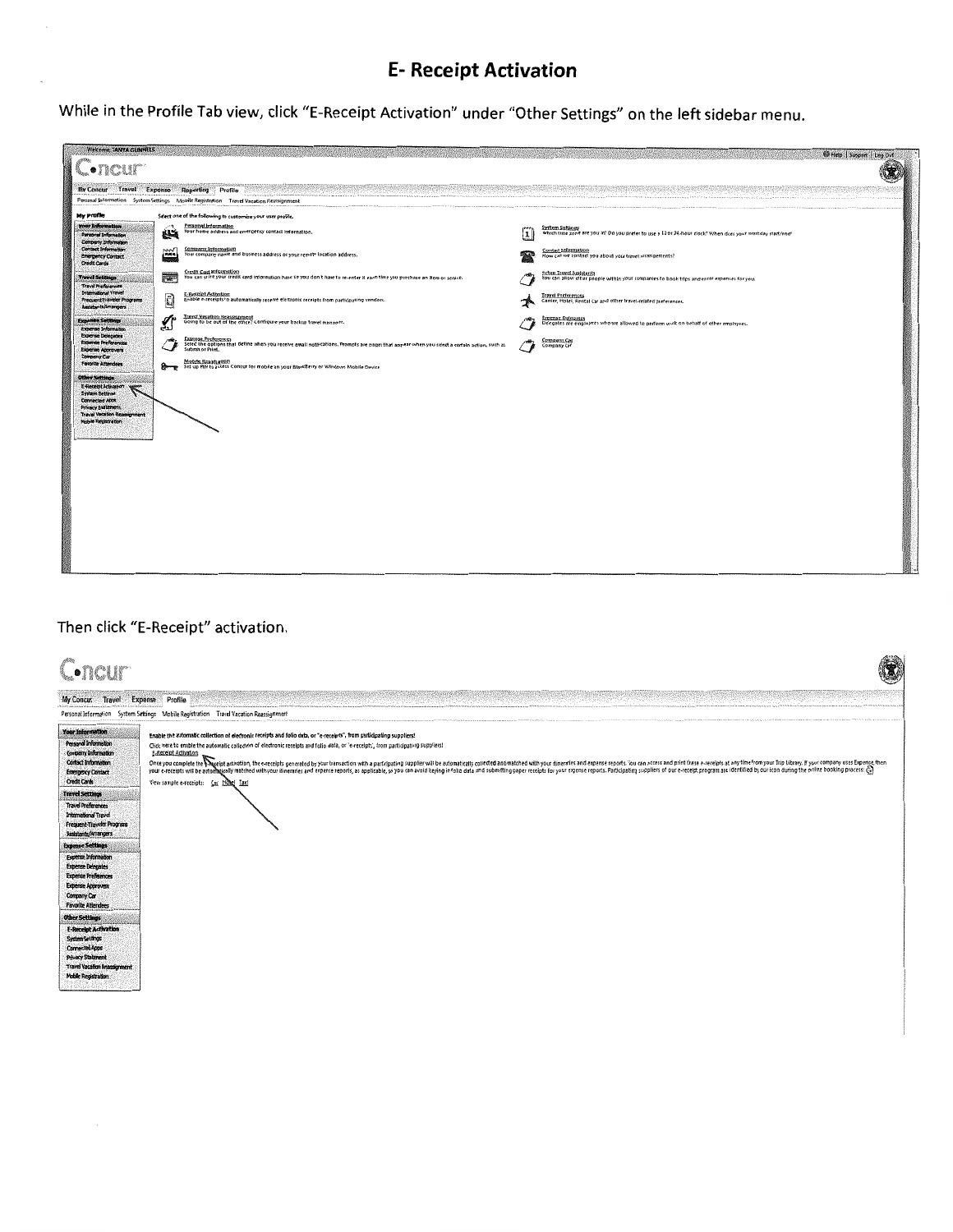# E- Receipt Activation

While in the Profile Tab view, click "E-Receipt Activation" under "Other Settings" on the left sidebar menu.

Then click "E-Receipt" activation.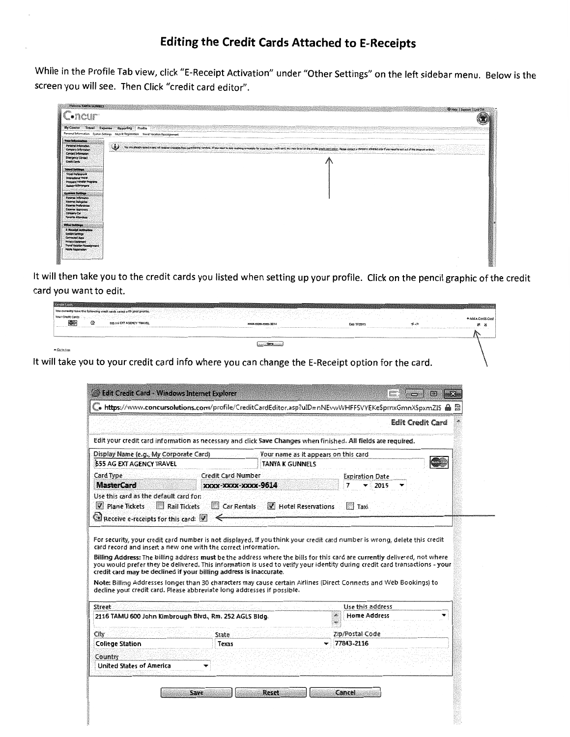# Editing the Credit Cards Attached to E-Receipts

While in the Profile Tab view, click "E-Receipt Activation" under "Other Settings" on the left sidebar menu. Below is the screen you will see. Then Click "credit card editor".

It will then take you to the credit cards you listed when setting up your profile. Click on the pencil graphic of the credit card you want to edit.

It will take you to your credit card info where you can change the E-Receipt option for the card.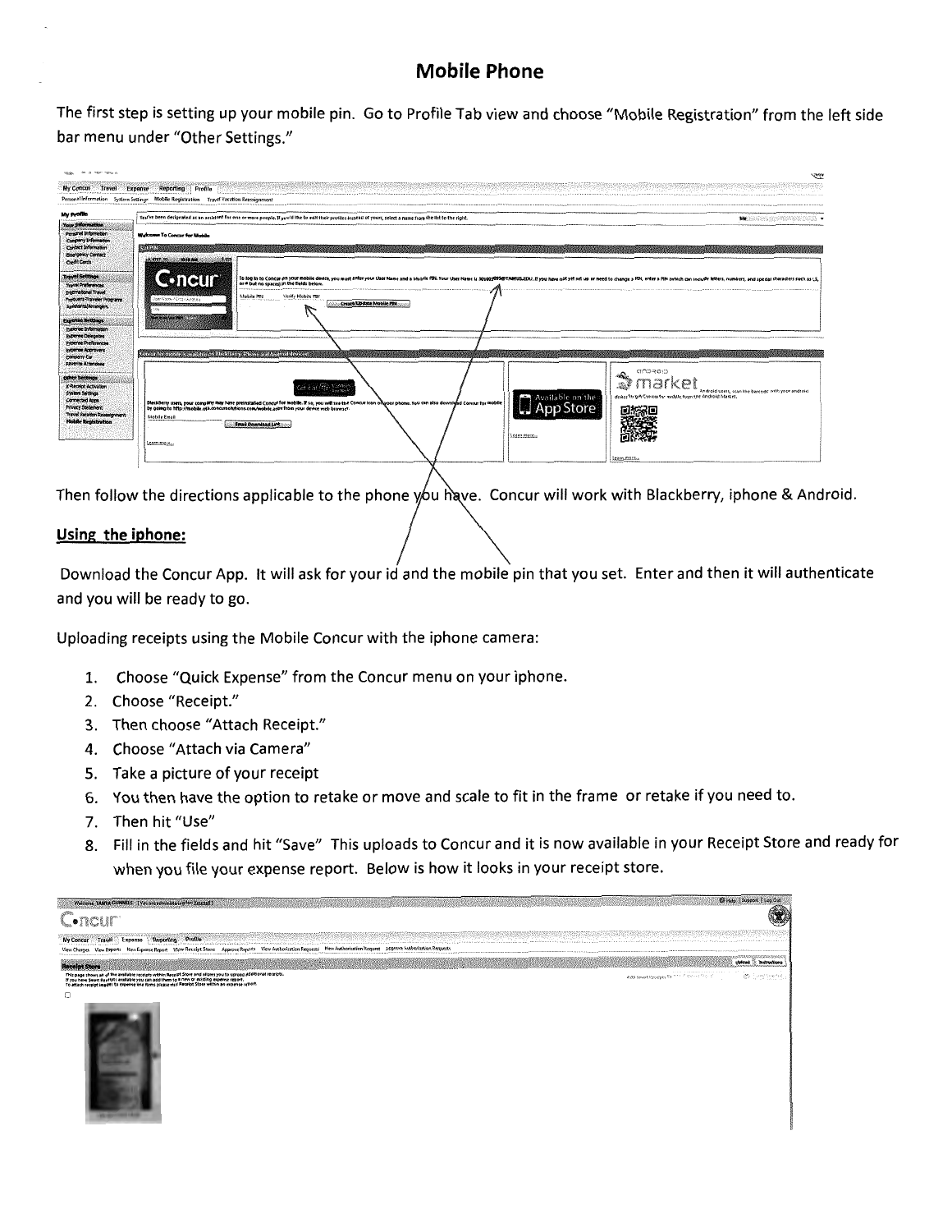# Mobile Phone

The first step is setting up your mobile pin. Go to Profile Tab view and choose "Mobile Registration" from the left side bar menu under "Other Settings."

Then follow the directions applicable to the phone you have. Concur will work with Blackberry, iphone & Android.

## Using the iphone:

Download the Concur App. It will ask for your id and the mobile pin that you set. Enter and then it will authenticate and you will be ready to go.

Uploading receipts using the Mobile Concur with the iphone camera:

1. Choose "Quick Expense" from the Concur menu on your iphone.
2. Choose "Receipt."
3. Then choose "Attach Receipt."
4. Choose "Attach via Camera"
5. Take a picture of your receipt
6. You then have the option to retake or move and scale to fit in the frame or retake if you need to.
7. Then hit "Use"
8. Fill in the fields and hit "Save" This uploads to Concur and it is now available in your Receipt Store and ready for when you file your expense report. Below is how it looks in your receipt store.